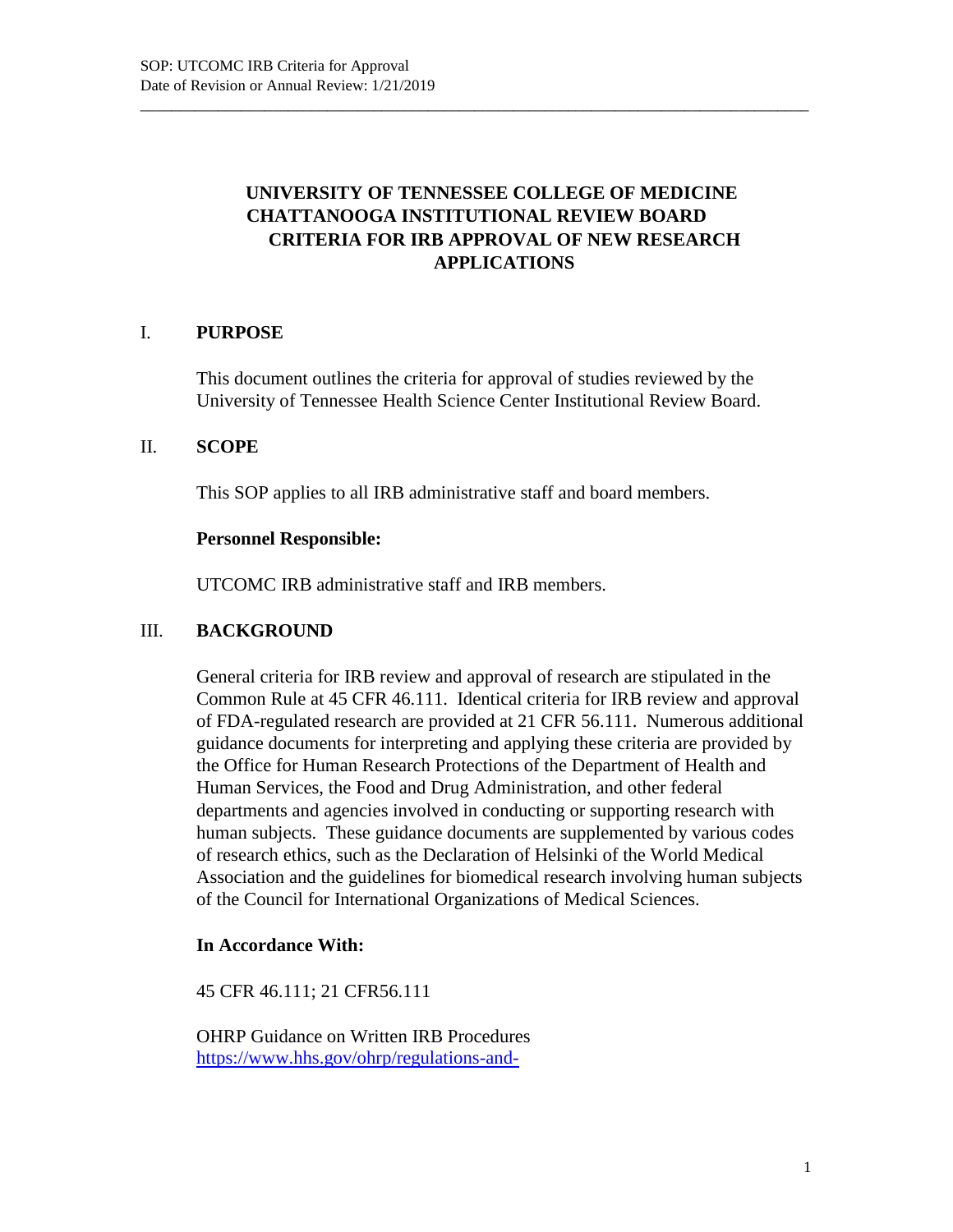# UNIVERSITY OF TENNESSEE COLLEGE OF MEDICINE CHATTANOOGA INSTITUTIONAL REVIEW BOARD CRITERIA FOR IRB APPROVAL OF NEW RESEARCH APPLICATIONS

## I. PURPOSE

This document outlines the criteria for approval of studies reviewed by the University of Tennessee Health Science Center Institutional Review Board.

## II. SCOPE

This SOP applies to all IRB administrative staff and board members.

**Personnel Responsible:**

UTCOMC IRB administrative staff and IRB members.

## III. BACKGROUND

General criteria for IRB review and approval of research are stipulated in the Common Rule at 45 CFR 46.111. Identical criteria for IRB review and approval of FDA-regulated research are provided at 21 CFR 56.111. Numerous additional guidance documents for interpreting and applying these criteria are provided by the Office for Human Research Protections of the Department of Health and Human Services, the Food and Drug Administration, and other federal departments and agencies involved in conducting or supporting research with human subjects. These guidance documents are supplemented by various codes of research ethics, such as the Declaration of Helsinki of the World Medical Association and the guidelines for biomedical research involving human subjects of the Council for International Organizations of Medical Sciences.

**In Accordance With:**

45 CFR 46.111; 21 CFR56.111

OHRP Guidance on Written IRB Procedures
https://www.hhs.gov/ohrp/regulations-and-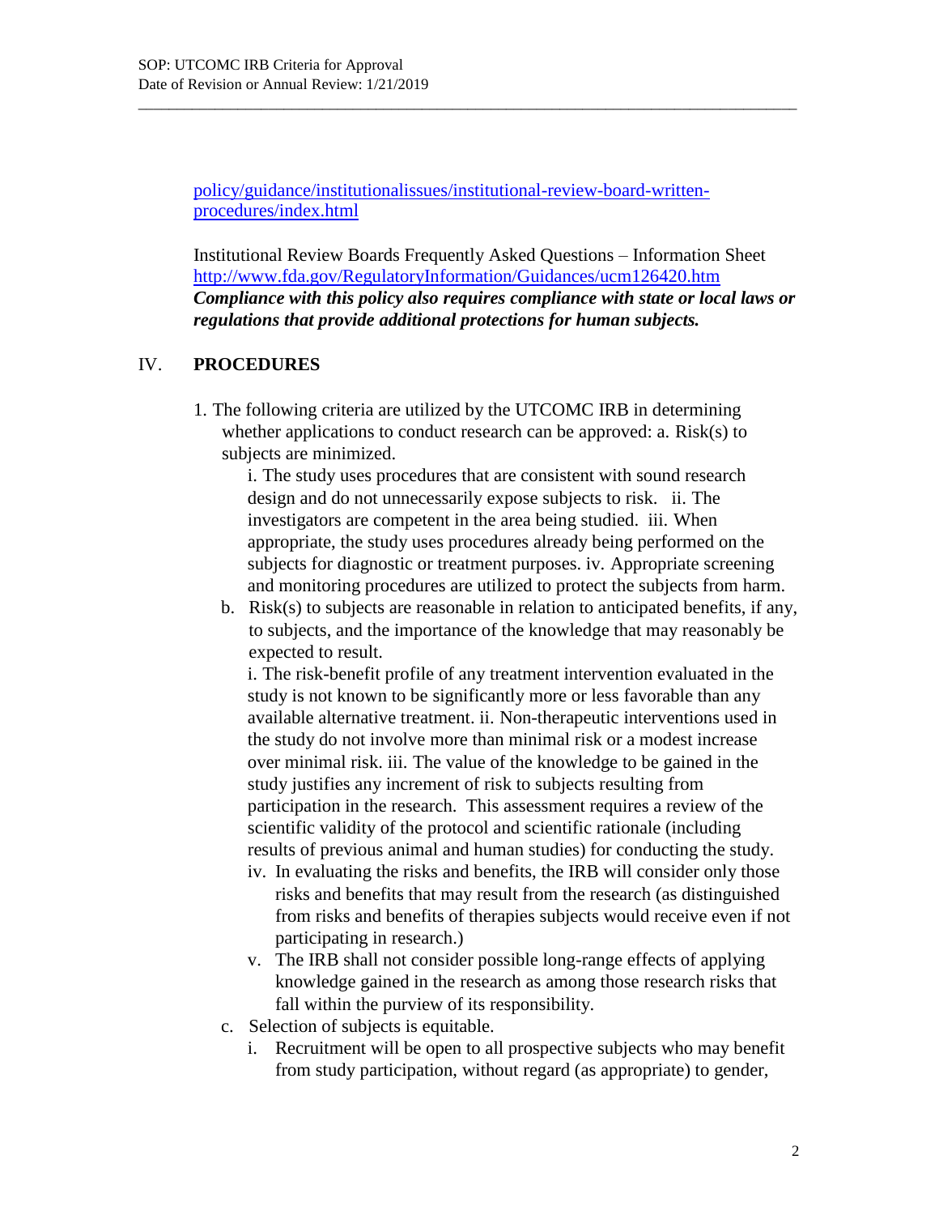policy/guidance/institutionalissues/institutional-review-board-written-procedures/index.html

Institutional Review Boards Frequently Asked Questions – Information Sheet
http://www.fda.gov/RegulatoryInformation/Guidances/ucm126420.htm
***Compliance with this policy also requires compliance with state or local laws or regulations that provide additional protections for human subjects.***

## IV. PROCEDURES

1. The following criteria are utilized by the UTCOMC IRB in determining whether applications to conduct research can be approved:
   a. Risk(s) to subjects are minimized.
      i. The study uses procedures that are consistent with sound research design and do not unnecessarily expose subjects to risk.
      ii. The investigators are competent in the area being studied.
      iii. When appropriate, the study uses procedures already being performed on the subjects for diagnostic or treatment purposes.
      iv. Appropriate screening and monitoring procedures are utilized to protect the subjects from harm.
   b. Risk(s) to subjects are reasonable in relation to anticipated benefits, if any, to subjects, and the importance of the knowledge that may reasonably be expected to result.
      i. The risk-benefit profile of any treatment intervention evaluated in the study is not known to be significantly more or less favorable than any available alternative treatment.
      ii. Non-therapeutic interventions used in the study do not involve more than minimal risk or a modest increase over minimal risk.
      iii. The value of the knowledge to be gained in the study justifies any increment of risk to subjects resulting from participation in the research. This assessment requires a review of the scientific validity of the protocol and scientific rationale (including results of previous animal and human studies) for conducting the study.
      iv. In evaluating the risks and benefits, the IRB will consider only those risks and benefits that may result from the research (as distinguished from risks and benefits of therapies subjects would receive even if not participating in research.)
      v. The IRB shall not consider possible long-range effects of applying knowledge gained in the research as among those research risks that fall within the purview of its responsibility.
   c. Selection of subjects is equitable.
      i. Recruitment will be open to all prospective subjects who may benefit from study participation, without regard (as appropriate) to gender,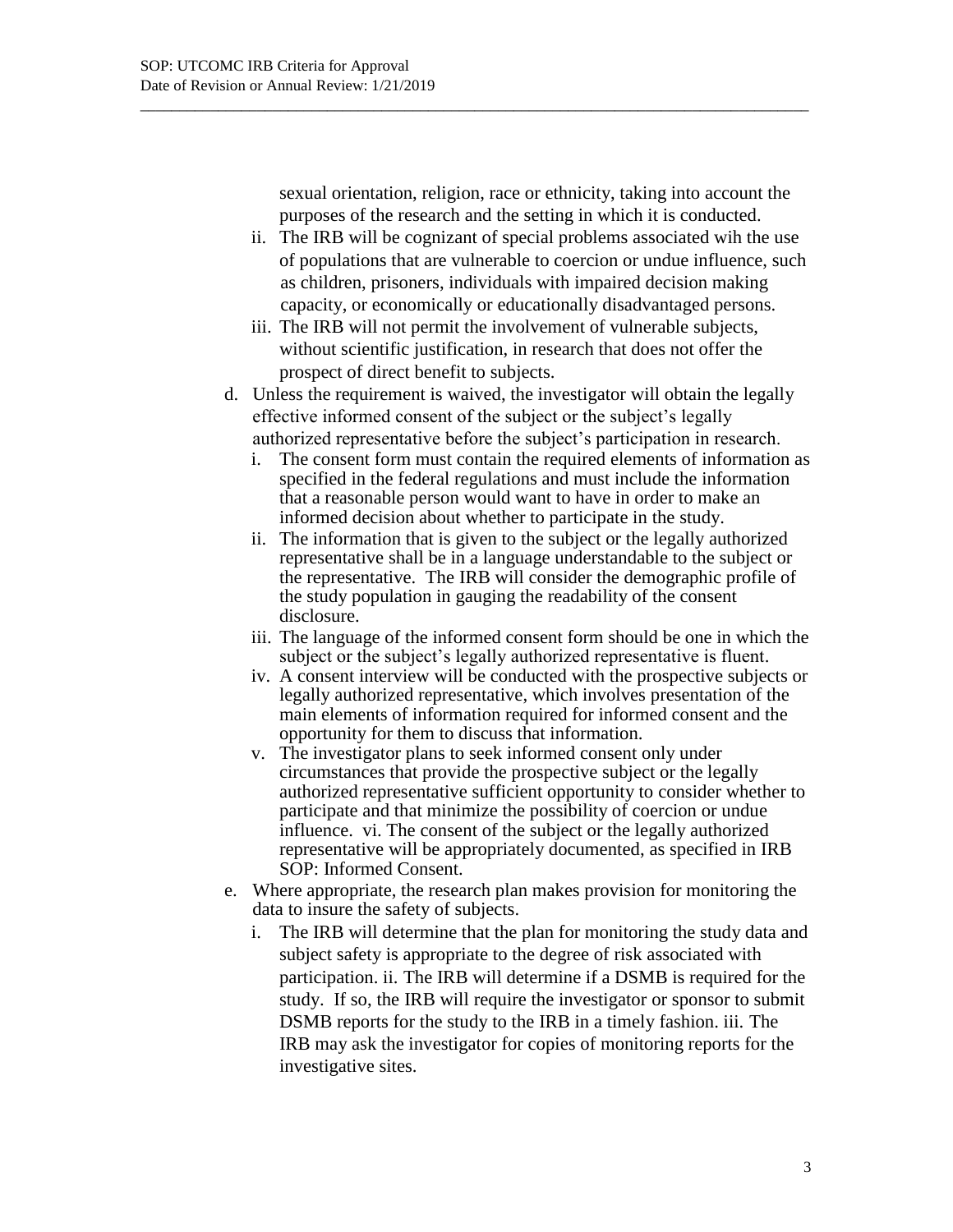sexual orientation, religion, race or ethnicity, taking into account the purposes of the research and the setting in which it is conducted.

   ii. The IRB will be cognizant of special problems associated wih the use of populations that are vulnerable to coercion or undue influence, such as children, prisoners, individuals with impaired decision making capacity, or economically or educationally disadvantaged persons.

   iii. The IRB will not permit the involvement of vulnerable subjects, without scientific justification, in research that does not offer the prospect of direct benefit to subjects.

d. Unless the requirement is waived, the investigator will obtain the legally effective informed consent of the subject or the subject's legally authorized representative before the subject's participation in research.

   i. The consent form must contain the required elements of information as specified in the federal regulations and must include the information that a reasonable person would want to have in order to make an informed decision about whether to participate in the study.

   ii. The information that is given to the subject or the legally authorized representative shall be in a language understandable to the subject or the representative. The IRB will consider the demographic profile of the study population in gauging the readability of the consent disclosure.

   iii. The language of the informed consent form should be one in which the subject or the subject's legally authorized representative is fluent.

   iv. A consent interview will be conducted with the prospective subjects or legally authorized representative, which involves presentation of the main elements of information required for informed consent and the opportunity for them to discuss that information.

   v. The investigator plans to seek informed consent only under circumstances that provide the prospective subject or the legally authorized representative sufficient opportunity to consider whether to participate and that minimize the possibility of coercion or undue influence. vi. The consent of the subject or the legally authorized representative will be appropriately documented, as specified in IRB SOP: Informed Consent.

e. Where appropriate, the research plan makes provision for monitoring the data to insure the safety of subjects.

   i. The IRB will determine that the plan for monitoring the study data and subject safety is appropriate to the degree of risk associated with participation. ii. The IRB will determine if a DSMB is required for the study. If so, the IRB will require the investigator or sponsor to submit DSMB reports for the study to the IRB in a timely fashion. iii. The IRB may ask the investigator for copies of monitoring reports for the investigative sites.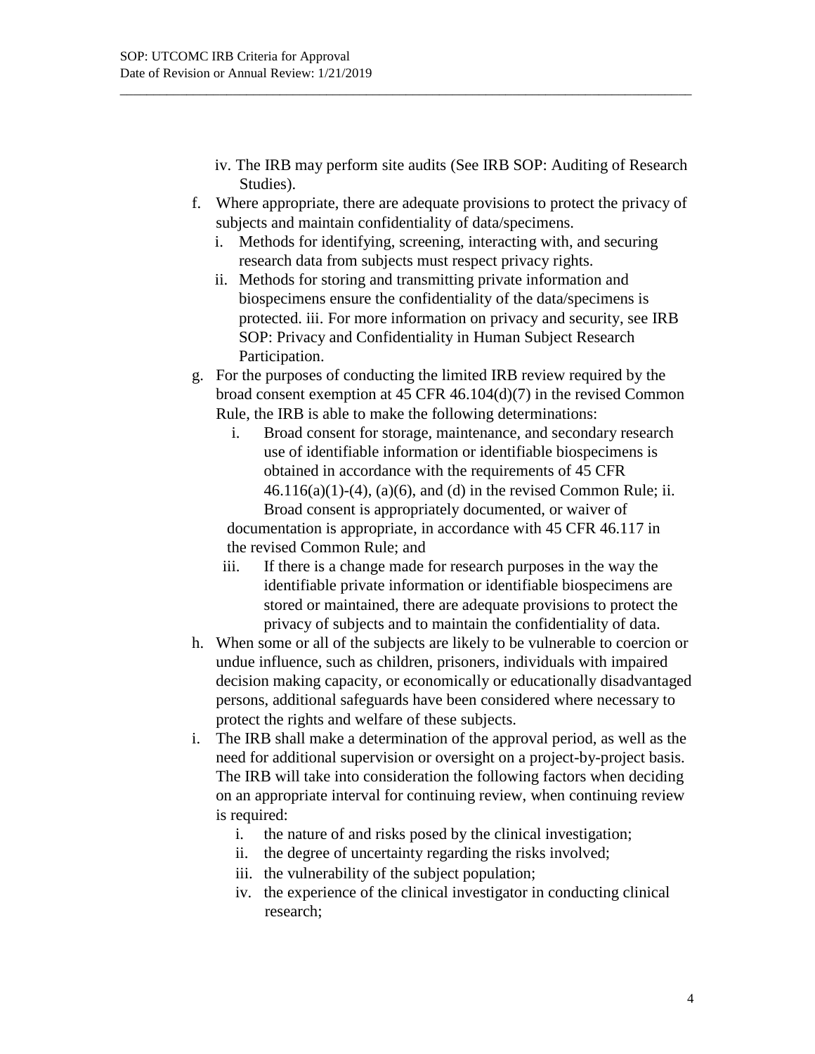iv. The IRB may perform site audits (See IRB SOP: Auditing of Research Studies).

f. Where appropriate, there are adequate provisions to protect the privacy of subjects and maintain confidentiality of data/specimens.
   i. Methods for identifying, screening, interacting with, and securing research data from subjects must respect privacy rights.
   ii. Methods for storing and transmitting private information and biospecimens ensure the confidentiality of the data/specimens is protected.
   iii. For more information on privacy and security, see IRB SOP: Privacy and Confidentiality in Human Subject Research Participation.

g. For the purposes of conducting the limited IRB review required by the broad consent exemption at 45 CFR 46.104(d)(7) in the revised Common Rule, the IRB is able to make the following determinations:
   i. Broad consent for storage, maintenance, and secondary research use of identifiable information or identifiable biospecimens is obtained in accordance with the requirements of 45 CFR 46.116(a)(1)-(4), (a)(6), and (d) in the revised Common Rule;
   ii. Broad consent is appropriately documented, or waiver of documentation is appropriate, in accordance with 45 CFR 46.117 in the revised Common Rule; and
   iii. If there is a change made for research purposes in the way the identifiable private information or identifiable biospecimens are stored or maintained, there are adequate provisions to protect the privacy of subjects and to maintain the confidentiality of data.

h. When some or all of the subjects are likely to be vulnerable to coercion or undue influence, such as children, prisoners, individuals with impaired decision making capacity, or economically or educationally disadvantaged persons, additional safeguards have been considered where necessary to protect the rights and welfare of these subjects.

i. The IRB shall make a determination of the approval period, as well as the need for additional supervision or oversight on a project-by-project basis. The IRB will take into consideration the following factors when deciding on an appropriate interval for continuing review, when continuing review is required:
   i. the nature of and risks posed by the clinical investigation;
   ii. the degree of uncertainty regarding the risks involved;
   iii. the vulnerability of the subject population;
   iv. the experience of the clinical investigator in conducting clinical research;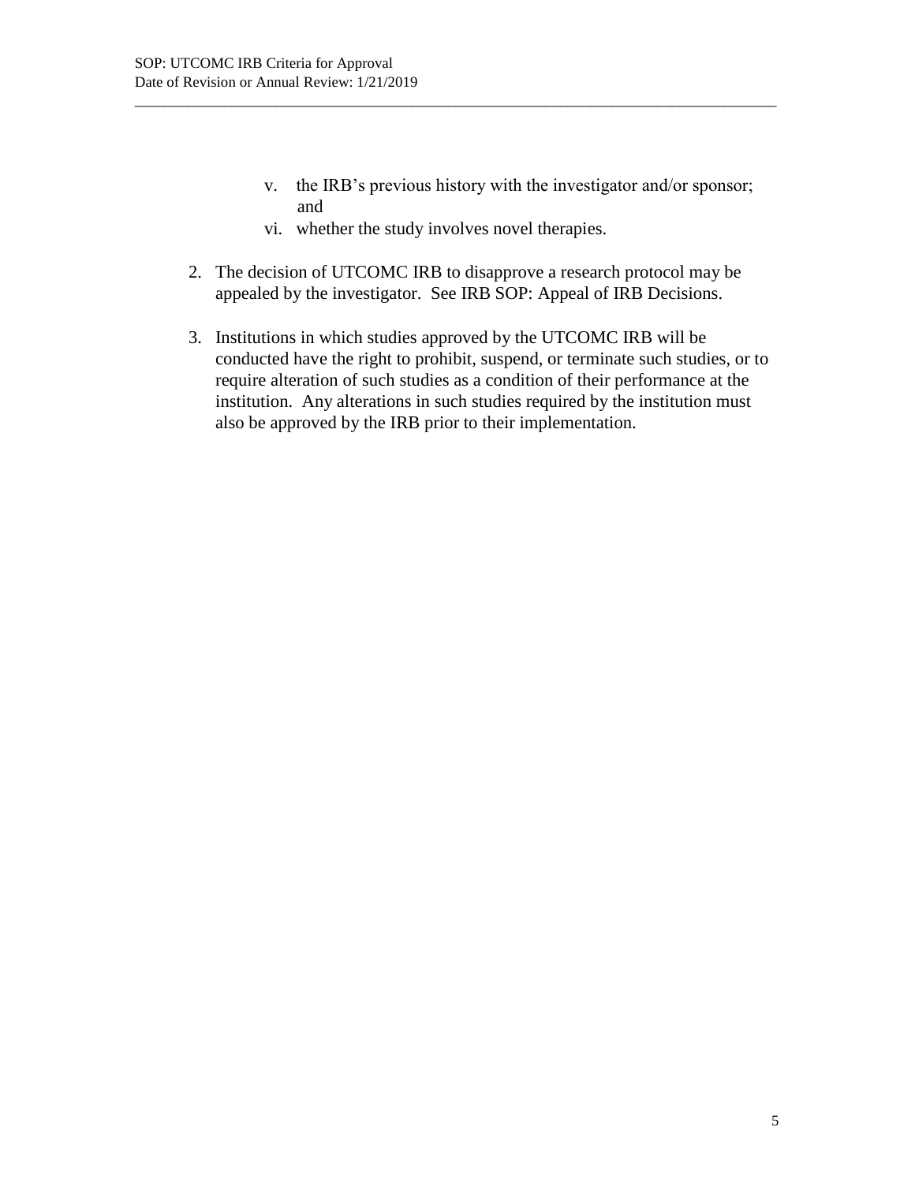v. the IRB's previous history with the investigator and/or sponsor; and
vi. whether the study involves novel therapies.

2. The decision of UTCOMC IRB to disapprove a research protocol may be appealed by the investigator. See IRB SOP: Appeal of IRB Decisions.

3. Institutions in which studies approved by the UTCOMC IRB will be conducted have the right to prohibit, suspend, or terminate such studies, or to require alteration of such studies as a condition of their performance at the institution. Any alterations in such studies required by the institution must also be approved by the IRB prior to their implementation.